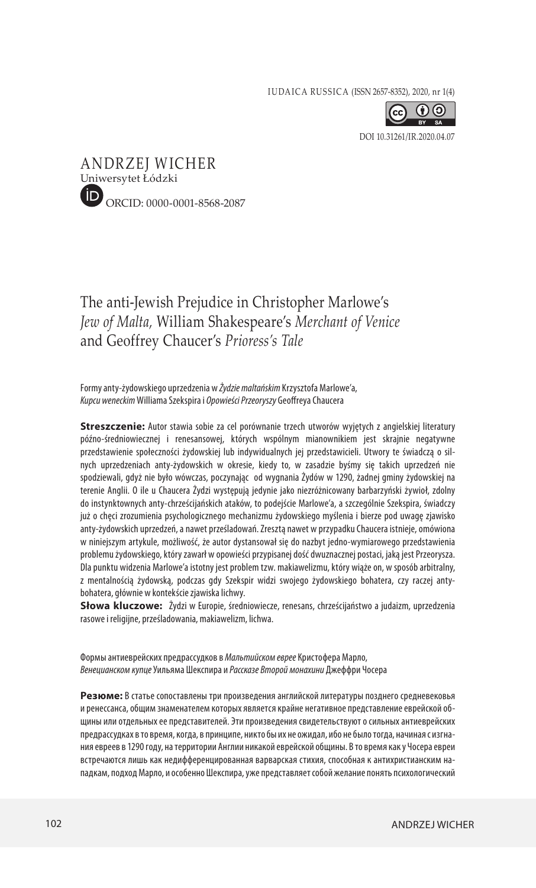IUDAICA RUSSICA (ISSN 2657-8352), 2020, nr 1(4)

DOI 10.31261/IR.2020.04.07

ANDRZEJ WICHER
Uniwersytet Łódzki
ORCID: 0000-0001-8568-2087

# The anti-Jewish Prejudice in Christopher Marlowe's *Jew of Malta,* William Shakespeare's *Merchant of Venice* and Geoffrey Chaucer's *Prioress's Tale*

Formy anty-żydowskiego uprzedzenia w *Żydzie maltańskim* Krzysztofa Marlowe'a, *Kupcu weneckim* Williama Szekspira i *Opowieści Przeoryszy* Geoffreya Chaucera

**Streszczenie:** Autor stawia sobie za cel porównanie trzech utworów wyjętych z angielskiej literatury późno-średniowiecznej i renesansowej, których wspólnym mianownikiem jest skrajnie negatywne przedstawienie społeczności żydowskiej lub indywidualnych jej przedstawicieli. Utwory te świadczą o silnych uprzedzeniach anty-żydowskich w okresie, kiedy to, w zasadzie byśmy się takich uprzedzeń nie spodziewali, gdyż nie było wówczas, poczynając od wygnania Żydów w 1290, żadnej gminy żydowskiej na terenie Anglii. O ile u Chaucera Żydzi występują jedynie jako niezróżnicowany barbarzyński żywioł, zdolny do instynktownych anty-chrześcijańskich ataków, to podejście Marlowe'a, a szczególnie Szekspira, świadczy już o chęci zrozumienia psychologicznego mechanizmu żydowskiego myślenia i bierze pod uwagę zjawisko anty-żydowskich uprzedzeń, a nawet prześladowań. Zresztą nawet w przypadku Chaucera istnieje, omówiona w niniejszym artykule, możliwość, że autor dystansował się do nazbyt jedno-wymiarowego przedstawienia problemu żydowskiego, który zawarł w opowieści przypisanej dość dwuznacznej postaci, jaką jest Przeorysza. Dla punktu widzenia Marlowe'a istotny jest problem tzw. makiawelizmu, który wiąże on, w sposób arbitralny, z mentalnością żydowską, podczas gdy Szekspir widzi swojego żydowskiego bohatera, czy raczej anty-bohatera, głównie w kontekście zjawiska lichwy.

**Słowa kluczowe:** Żydzi w Europie, średniowiecze, renesans, chrześcijaństwo a judaizm, uprzedzenia rasowe i religijne, prześladowania, makiawelizm, lichwa.

Формы антиеврейских предрассудков в *Мальтийском еврее* Кристофера Марло, *Венецианском купце* Уильяма Шекспира и *Рассказе Второй монахини* Джеффри Чосера

**Резюме:** В статье сопоставлены три произведения английской литературы позднего средневековья и ренессанса, общим знаменателем которых является крайне негативное представление еврейской общины или отдельных ее представителей. Эти произведения свидетельствуют о сильных антиеврейских предрассудках в то время, когда, в принципе, никто бы их не ожидал, ибо не было тогда, начиная с изгнания евреев в 1290 году, на территории Англии никакой еврейской общины. В то время как у Чосера евреи встречаются лишь как недифференцированная варварская стихия, способная к антихристианским нападкам, подход Марло, и особенно Шекспира, уже представляет собой желание понять психологический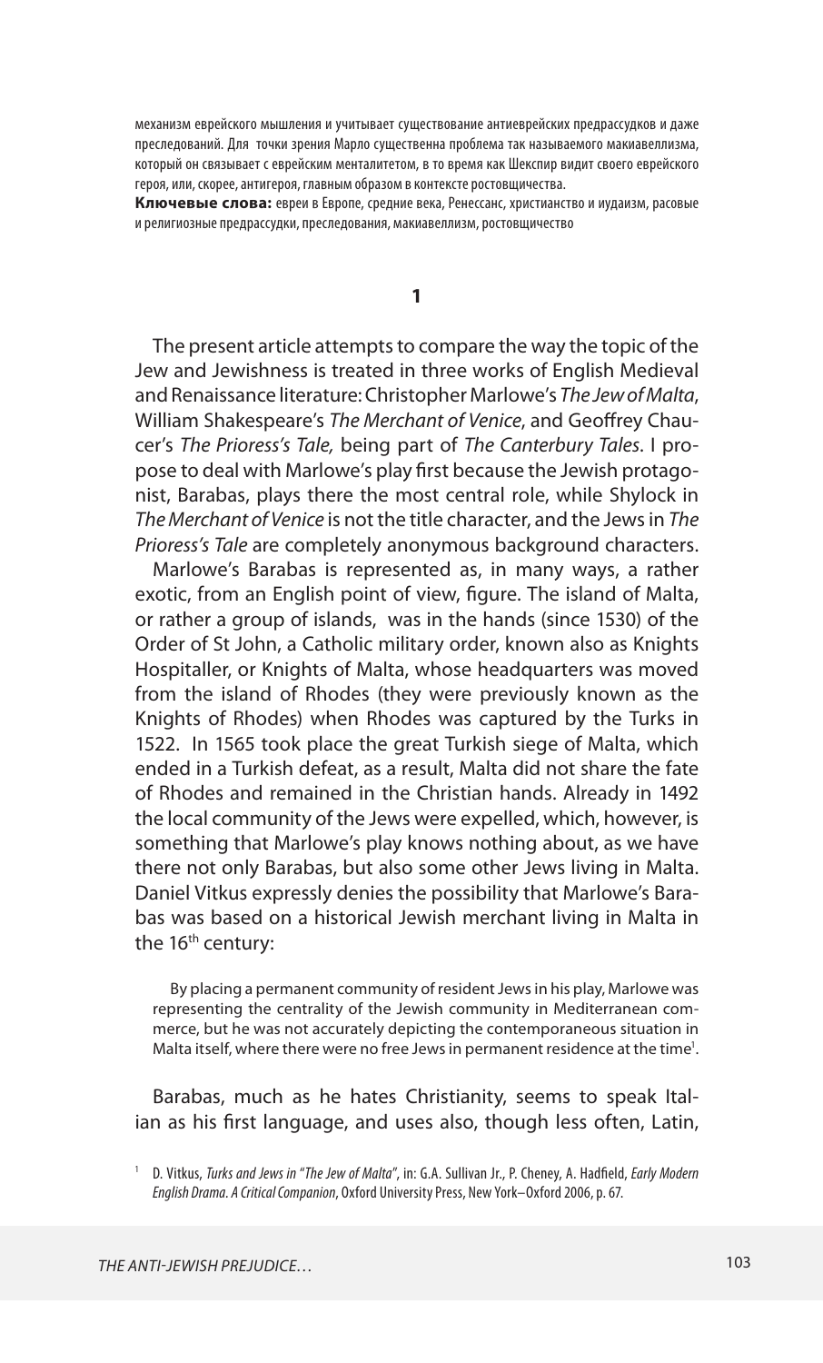механизм еврейского мышления и учитывает существование антиеврейских предрассудков и даже преследований. Для точки зрения Марло существенна проблема так называемого макиавеллизма, который он связывает с еврейским менталитетом, в то время как Шекспир видит своего еврейского героя, или, скорее, антигероя, главным образом в контексте ростовщичества.

**Ключевые слова:** евреи в Европе, средние века, Ренессанс, христианство и иудаизм, расовые и религиозные предрассудки, преследования, макиавеллизм, ростовщичество

## 1

The present article attempts to compare the way the topic of the Jew and Jewishness is treated in three works of English Medieval and Renaissance literature: Christopher Marlowe's *The Jew of Malta*, William Shakespeare's *The Merchant of Venice*, and Geoffrey Chaucer's *The Prioress's Tale,* being part of *The Canterbury Tales*. I propose to deal with Marlowe's play first because the Jewish protagonist, Barabas, plays there the most central role, while Shylock in *The Merchant of Venice* is not the title character, and the Jews in *The Prioress's Tale* are completely anonymous background characters.

Marlowe's Barabas is represented as, in many ways, a rather exotic, from an English point of view, figure. The island of Malta, or rather a group of islands, was in the hands (since 1530) of the Order of St John, a Catholic military order, known also as Knights Hospitaller, or Knights of Malta, whose headquarters was moved from the island of Rhodes (they were previously known as the Knights of Rhodes) when Rhodes was captured by the Turks in 1522. In 1565 took place the great Turkish siege of Malta, which ended in a Turkish defeat, as a result, Malta did not share the fate of Rhodes and remained in the Christian hands. Already in 1492 the local community of the Jews were expelled, which, however, is something that Marlowe's play knows nothing about, as we have there not only Barabas, but also some other Jews living in Malta. Daniel Vitkus expressly denies the possibility that Marlowe's Barabas was based on a historical Jewish merchant living in Malta in the 16th century:

> By placing a permanent community of resident Jews in his play, Marlowe was representing the centrality of the Jewish community in Mediterranean commerce, but he was not accurately depicting the contemporaneous situation in Malta itself, where there were no free Jews in permanent residence at the time[1].

Barabas, much as he hates Christianity, seems to speak Italian as his first language, and uses also, though less often, Latin,

[1] D. Vitkus, *Turks and Jews in "The Jew of Malta"*, in: G.A. Sullivan Jr., P. Cheney, A. Hadfield, *Early Modern English Drama. A Critical Companion*, Oxford University Press, New York–Oxford 2006, p. 67.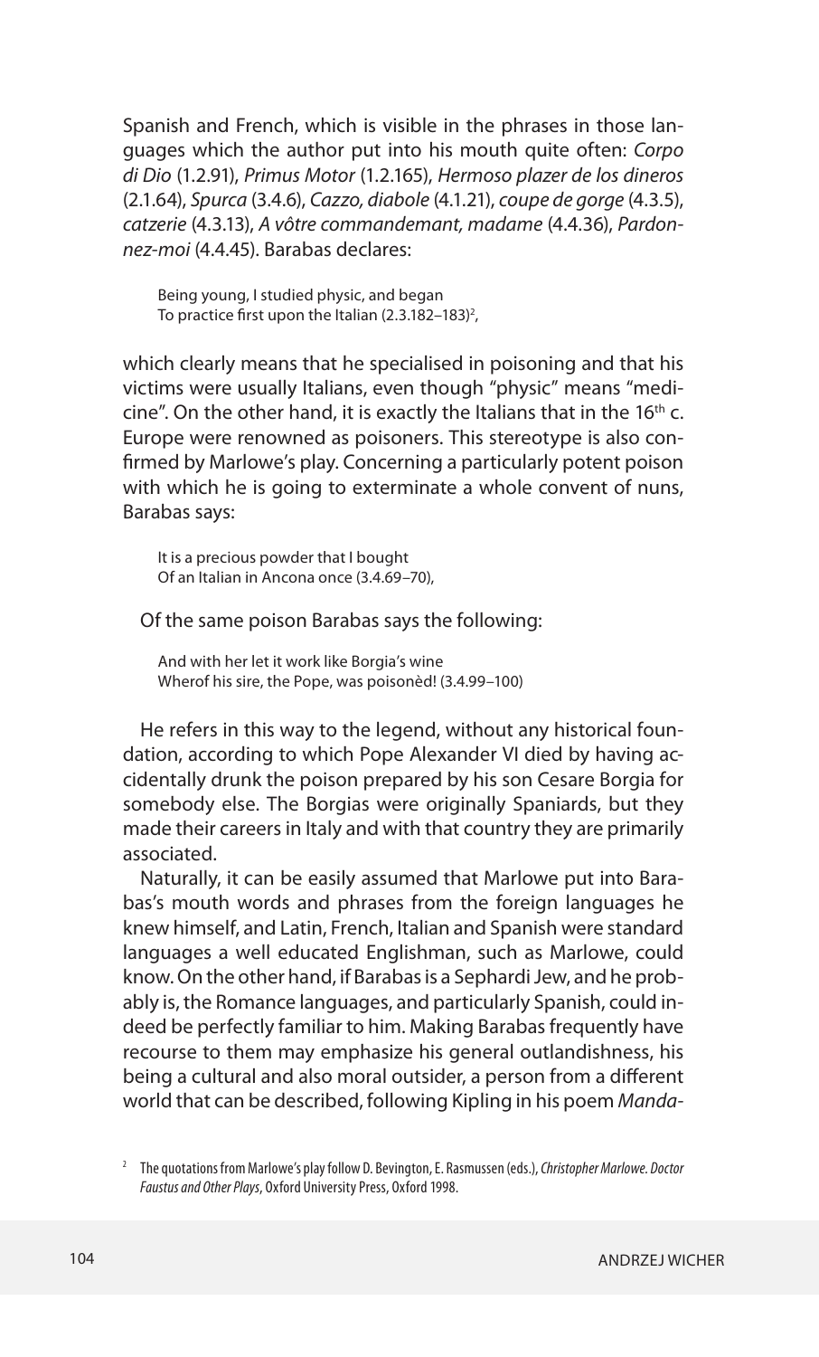Spanish and French, which is visible in the phrases in those languages which the author put into his mouth quite often: *Corpo di Dio* (1.2.91), *Primus Motor* (1.2.165), *Hermoso plazer de los dineros* (2.1.64), *Spurca* (3.4.6), *Cazzo, diabole* (4.1.21), *coupe de gorge* (4.3.5), *catzerie* (4.3.13), *A vôtre commandemant, madame* (4.4.36), *Pardonnez-moi* (4.4.45). Barabas declares:

> Being young, I studied physic, and began
> To practice first upon the Italian (2.3.182–183)[2],

which clearly means that he specialised in poisoning and that his victims were usually Italians, even though "physic" means "medicine". On the other hand, it is exactly the Italians that in the 16th c. Europe were renowned as poisoners. This stereotype is also confirmed by Marlowe's play. Concerning a particularly potent poison with which he is going to exterminate a whole convent of nuns, Barabas says:

> It is a precious powder that I bought
> Of an Italian in Ancona once (3.4.69–70),

Of the same poison Barabas says the following:

> And with her let it work like Borgia's wine
> Wherof his sire, the Pope, was poisonèd! (3.4.99–100)

He refers in this way to the legend, without any historical foundation, according to which Pope Alexander VI died by having accidentally drunk the poison prepared by his son Cesare Borgia for somebody else. The Borgias were originally Spaniards, but they made their careers in Italy and with that country they are primarily associated.

Naturally, it can be easily assumed that Marlowe put into Barabas's mouth words and phrases from the foreign languages he knew himself, and Latin, French, Italian and Spanish were standard languages a well educated Englishman, such as Marlowe, could know. On the other hand, if Barabas is a Sephardi Jew, and he probably is, the Romance languages, and particularly Spanish, could indeed be perfectly familiar to him. Making Barabas frequently have recourse to them may emphasize his general outlandishness, his being a cultural and also moral outsider, a person from a different world that can be described, following Kipling in his poem *Manda-*

[2] The quotations from Marlowe's play follow D. Bevington, E. Rasmussen (eds.), *Christopher Marlowe. Doctor Faustus and Other Plays*, Oxford University Press, Oxford 1998.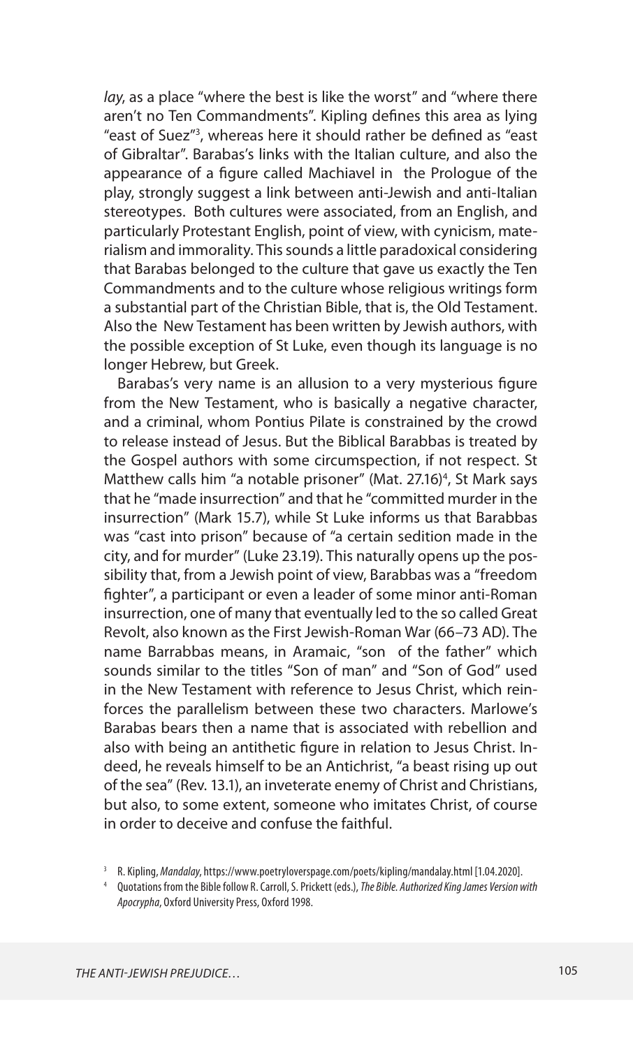*lay*, as a place "where the best is like the worst" and "where there aren't no Ten Commandments". Kipling defines this area as lying "east of Suez"[3], whereas here it should rather be defined as "east of Gibraltar". Barabas's links with the Italian culture, and also the appearance of a figure called Machiavel in the Prologue of the play, strongly suggest a link between anti-Jewish and anti-Italian stereotypes. Both cultures were associated, from an English, and particularly Protestant English, point of view, with cynicism, materialism and immorality. This sounds a little paradoxical considering that Barabas belonged to the culture that gave us exactly the Ten Commandments and to the culture whose religious writings form a substantial part of the Christian Bible, that is, the Old Testament. Also the New Testament has been written by Jewish authors, with the possible exception of St Luke, even though its language is no longer Hebrew, but Greek.

Barabas's very name is an allusion to a very mysterious figure from the New Testament, who is basically a negative character, and a criminal, whom Pontius Pilate is constrained by the crowd to release instead of Jesus. But the Biblical Barabbas is treated by the Gospel authors with some circumspection, if not respect. St Matthew calls him "a notable prisoner" (Mat. 27.16)[4], St Mark says that he "made insurrection" and that he "committed murder in the insurrection" (Mark 15.7), while St Luke informs us that Barabbas was "cast into prison" because of "a certain sedition made in the city, and for murder" (Luke 23.19). This naturally opens up the possibility that, from a Jewish point of view, Barabbas was a "freedom fighter", a participant or even a leader of some minor anti-Roman insurrection, one of many that eventually led to the so called Great Revolt, also known as the First Jewish-Roman War (66–73 AD). The name Barrabbas means, in Aramaic, "son of the father" which sounds similar to the titles "Son of man" and "Son of God" used in the New Testament with reference to Jesus Christ, which reinforces the parallelism between these two characters. Marlowe's Barabas bears then a name that is associated with rebellion and also with being an antithetic figure in relation to Jesus Christ. Indeed, he reveals himself to be an Antichrist, "a beast rising up out of the sea" (Rev. 13.1), an inveterate enemy of Christ and Christians, but also, to some extent, someone who imitates Christ, of course in order to deceive and confuse the faithful.

[3] R. Kipling, *Mandalay*, https://www.poetryloverspage.com/poets/kipling/mandalay.html [1.04.2020].

[4] Quotations from the Bible follow R. Carroll, S. Prickett (eds.), *The Bible. Authorized King James Version with Apocrypha*, Oxford University Press, Oxford 1998.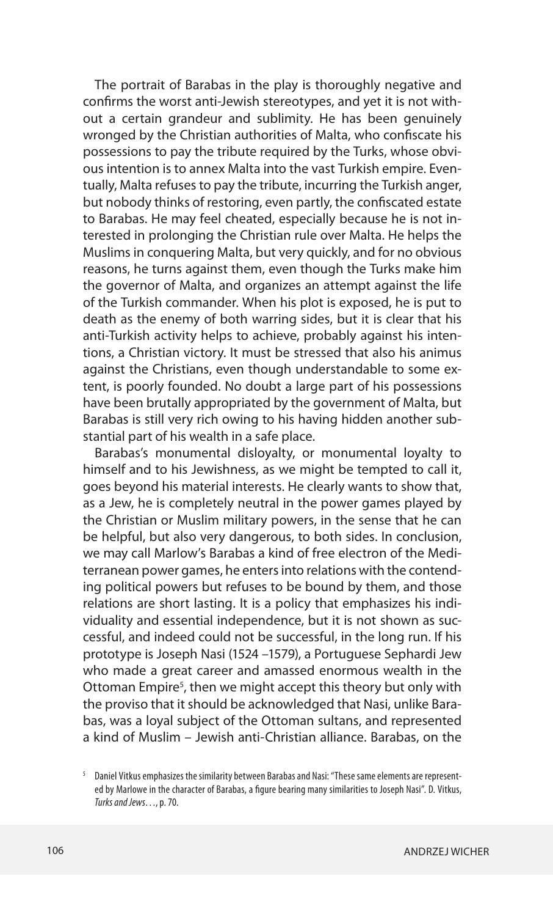The portrait of Barabas in the play is thoroughly negative and confirms the worst anti-Jewish stereotypes, and yet it is not without a certain grandeur and sublimity. He has been genuinely wronged by the Christian authorities of Malta, who confiscate his possessions to pay the tribute required by the Turks, whose obvious intention is to annex Malta into the vast Turkish empire. Eventually, Malta refuses to pay the tribute, incurring the Turkish anger, but nobody thinks of restoring, even partly, the confiscated estate to Barabas. He may feel cheated, especially because he is not interested in prolonging the Christian rule over Malta. He helps the Muslims in conquering Malta, but very quickly, and for no obvious reasons, he turns against them, even though the Turks make him the governor of Malta, and organizes an attempt against the life of the Turkish commander. When his plot is exposed, he is put to death as the enemy of both warring sides, but it is clear that his anti-Turkish activity helps to achieve, probably against his intentions, a Christian victory. It must be stressed that also his animus against the Christians, even though understandable to some extent, is poorly founded. No doubt a large part of his possessions have been brutally appropriated by the government of Malta, but Barabas is still very rich owing to his having hidden another substantial part of his wealth in a safe place.

Barabas's monumental disloyalty, or monumental loyalty to himself and to his Jewishness, as we might be tempted to call it, goes beyond his material interests. He clearly wants to show that, as a Jew, he is completely neutral in the power games played by the Christian or Muslim military powers, in the sense that he can be helpful, but also very dangerous, to both sides. In conclusion, we may call Marlow's Barabas a kind of free electron of the Mediterranean power games, he enters into relations with the contending political powers but refuses to be bound by them, and those relations are short lasting. It is a policy that emphasizes his individuality and essential independence, but it is not shown as successful, and indeed could not be successful, in the long run. If his prototype is Joseph Nasi (1524 –1579), a Portuguese Sephardi Jew who made a great career and amassed enormous wealth in the Ottoman Empire[5], then we might accept this theory but only with the proviso that it should be acknowledged that Nasi, unlike Barabas, was a loyal subject of the Ottoman sultans, and represented a kind of Muslim – Jewish anti-Christian alliance. Barabas, on the

[5] Daniel Vitkus emphasizes the similarity between Barabas and Nasi: "These same elements are represented by Marlowe in the character of Barabas, a figure bearing many similarities to Joseph Nasi". D. Vitkus, *Turks and Jews*…, p. 70.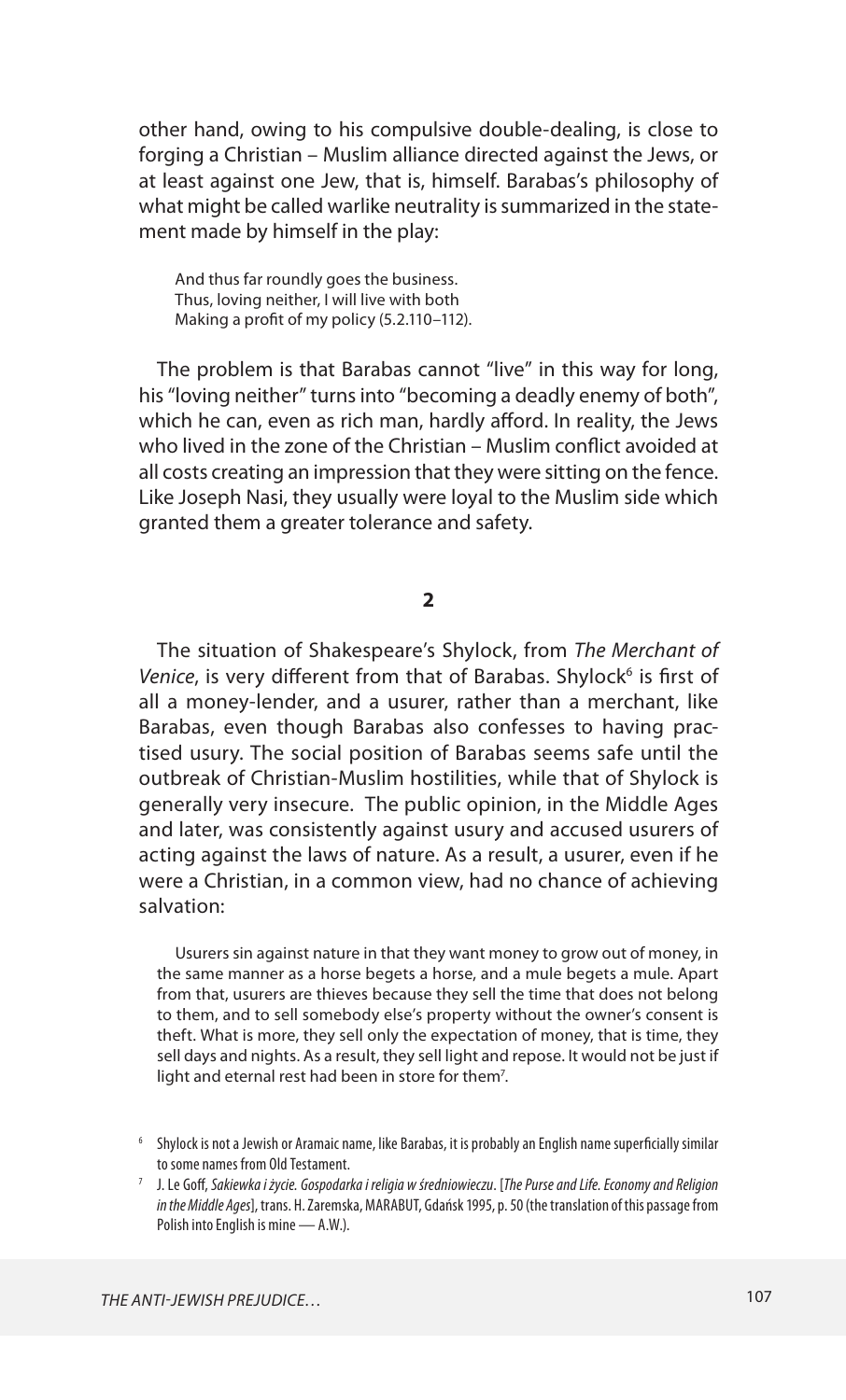other hand, owing to his compulsive double-dealing, is close to forging a Christian – Muslim alliance directed against the Jews, or at least against one Jew, that is, himself. Barabas's philosophy of what might be called warlike neutrality is summarized in the statement made by himself in the play:

> And thus far roundly goes the business.
> Thus, loving neither, I will live with both
> Making a profit of my policy (5.2.110–112).

The problem is that Barabas cannot "live" in this way for long, his "loving neither" turns into "becoming a deadly enemy of both", which he can, even as rich man, hardly afford. In reality, the Jews who lived in the zone of the Christian – Muslim conflict avoided at all costs creating an impression that they were sitting on the fence. Like Joseph Nasi, they usually were loyal to the Muslim side which granted them a greater tolerance and safety.

## 2

The situation of Shakespeare's Shylock, from *The Merchant of Venice*, is very different from that of Barabas. Shylock[6] is first of all a money-lender, and a usurer, rather than a merchant, like Barabas, even though Barabas also confesses to having practised usury. The social position of Barabas seems safe until the outbreak of Christian-Muslim hostilities, while that of Shylock is generally very insecure. The public opinion, in the Middle Ages and later, was consistently against usury and accused usurers of acting against the laws of nature. As a result, a usurer, even if he were a Christian, in a common view, had no chance of achieving salvation:

> Usurers sin against nature in that they want money to grow out of money, in the same manner as a horse begets a horse, and a mule begets a mule. Apart from that, usurers are thieves because they sell the time that does not belong to them, and to sell somebody else's property without the owner's consent is theft. What is more, they sell only the expectation of money, that is time, they sell days and nights. As a result, they sell light and repose. It would not be just if light and eternal rest had been in store for them[7].

[6] Shylock is not a Jewish or Aramaic name, like Barabas, it is probably an English name superficially similar to some names from Old Testament.

[7] J. Le Goff, *Sakiewka i życie. Gospodarka i religia w średniowieczu*. [*The Purse and Life. Economy and Religion in the Middle Ages*], trans. H. Zaremska, MARABUT, Gdańsk 1995, p. 50 (the translation of this passage from Polish into English is mine — A.W.).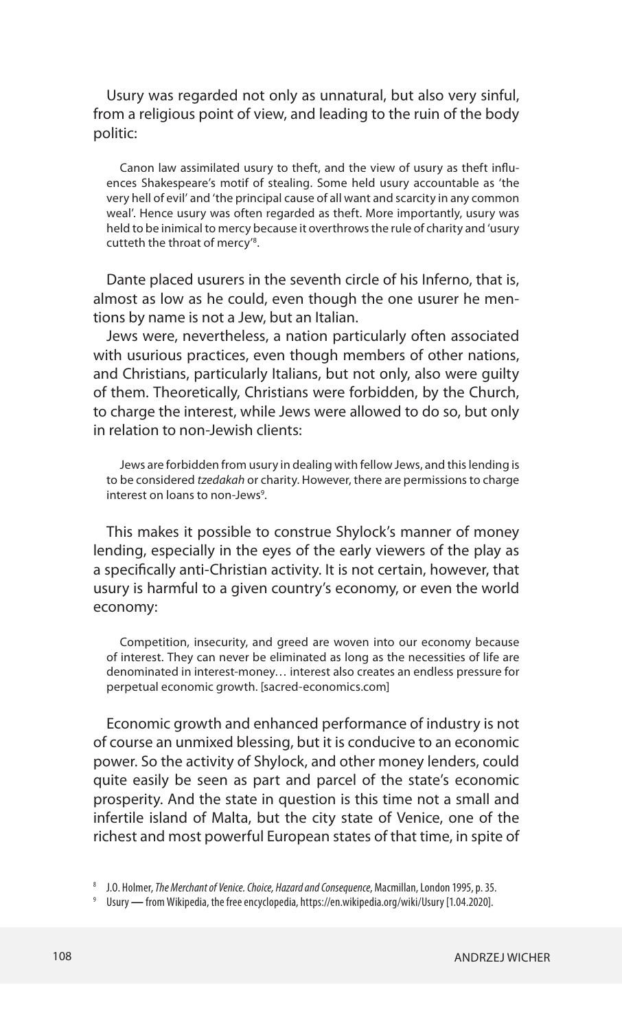Usury was regarded not only as unnatural, but also very sinful, from a religious point of view, and leading to the ruin of the body politic:

> Canon law assimilated usury to theft, and the view of usury as theft influences Shakespeare's motif of stealing. Some held usury accountable as 'the very hell of evil' and 'the principal cause of all want and scarcity in any common weal'. Hence usury was often regarded as theft. More importantly, usury was held to be inimical to mercy because it overthrows the rule of charity and 'usury cutteth the throat of mercy'[8].

Dante placed usurers in the seventh circle of his Inferno, that is, almost as low as he could, even though the one usurer he mentions by name is not a Jew, but an Italian.

Jews were, nevertheless, a nation particularly often associated with usurious practices, even though members of other nations, and Christians, particularly Italians, but not only, also were guilty of them. Theoretically, Christians were forbidden, by the Church, to charge the interest, while Jews were allowed to do so, but only in relation to non-Jewish clients:

> Jews are forbidden from usury in dealing with fellow Jews, and this lending is to be considered *tzedakah* or charity. However, there are permissions to charge interest on loans to non-Jews[9].

This makes it possible to construe Shylock's manner of money lending, especially in the eyes of the early viewers of the play as a specifically anti-Christian activity. It is not certain, however, that usury is harmful to a given country's economy, or even the world economy:

> Competition, insecurity, and greed are woven into our economy because of interest. They can never be eliminated as long as the necessities of life are denominated in interest-money… interest also creates an endless pressure for perpetual economic growth. [sacred-economics.com]

Economic growth and enhanced performance of industry is not of course an unmixed blessing, but it is conducive to an economic power. So the activity of Shylock, and other money lenders, could quite easily be seen as part and parcel of the state's economic prosperity. And the state in question is this time not a small and infertile island of Malta, but the city state of Venice, one of the richest and most powerful European states of that time, in spite of

---

[8] J.O. Holmer, *The Merchant of Venice. Choice, Hazard and Consequence*, Macmillan, London 1995, p. 35.

[9] Usury — from Wikipedia, the free encyclopedia, https://en.wikipedia.org/wiki/Usury [1.04.2020].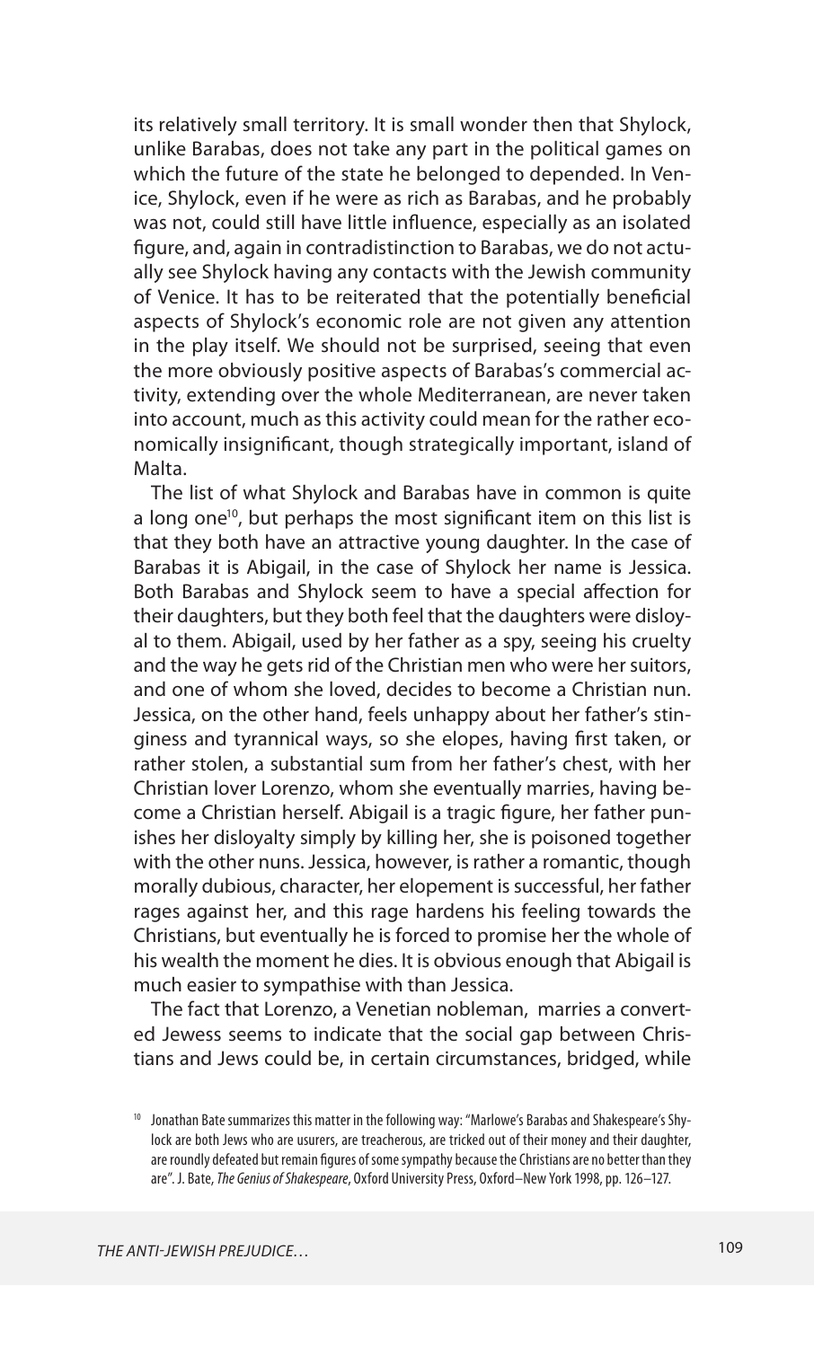its relatively small territory. It is small wonder then that Shylock, unlike Barabas, does not take any part in the political games on which the future of the state he belonged to depended. In Venice, Shylock, even if he were as rich as Barabas, and he probably was not, could still have little influence, especially as an isolated figure, and, again in contradistinction to Barabas, we do not actually see Shylock having any contacts with the Jewish community of Venice. It has to be reiterated that the potentially beneficial aspects of Shylock's economic role are not given any attention in the play itself. We should not be surprised, seeing that even the more obviously positive aspects of Barabas's commercial activity, extending over the whole Mediterranean, are never taken into account, much as this activity could mean for the rather economically insignificant, though strategically important, island of Malta.

The list of what Shylock and Barabas have in common is quite a long one[10], but perhaps the most significant item on this list is that they both have an attractive young daughter. In the case of Barabas it is Abigail, in the case of Shylock her name is Jessica. Both Barabas and Shylock seem to have a special affection for their daughters, but they both feel that the daughters were disloyal to them. Abigail, used by her father as a spy, seeing his cruelty and the way he gets rid of the Christian men who were her suitors, and one of whom she loved, decides to become a Christian nun. Jessica, on the other hand, feels unhappy about her father's stinginess and tyrannical ways, so she elopes, having first taken, or rather stolen, a substantial sum from her father's chest, with her Christian lover Lorenzo, whom she eventually marries, having become a Christian herself. Abigail is a tragic figure, her father punishes her disloyalty simply by killing her, she is poisoned together with the other nuns. Jessica, however, is rather a romantic, though morally dubious, character, her elopement is successful, her father rages against her, and this rage hardens his feeling towards the Christians, but eventually he is forced to promise her the whole of his wealth the moment he dies. It is obvious enough that Abigail is much easier to sympathise with than Jessica.

The fact that Lorenzo, a Venetian nobleman, marries a converted Jewess seems to indicate that the social gap between Christians and Jews could be, in certain circumstances, bridged, while

[10] Jonathan Bate summarizes this matter in the following way: "Marlowe's Barabas and Shakespeare's Shylock are both Jews who are usurers, are treacherous, are tricked out of their money and their daughter, are roundly defeated but remain figures of some sympathy because the Christians are no better than they are". J. Bate, *The Genius of Shakespeare*, Oxford University Press, Oxford–New York 1998, pp. 126–127.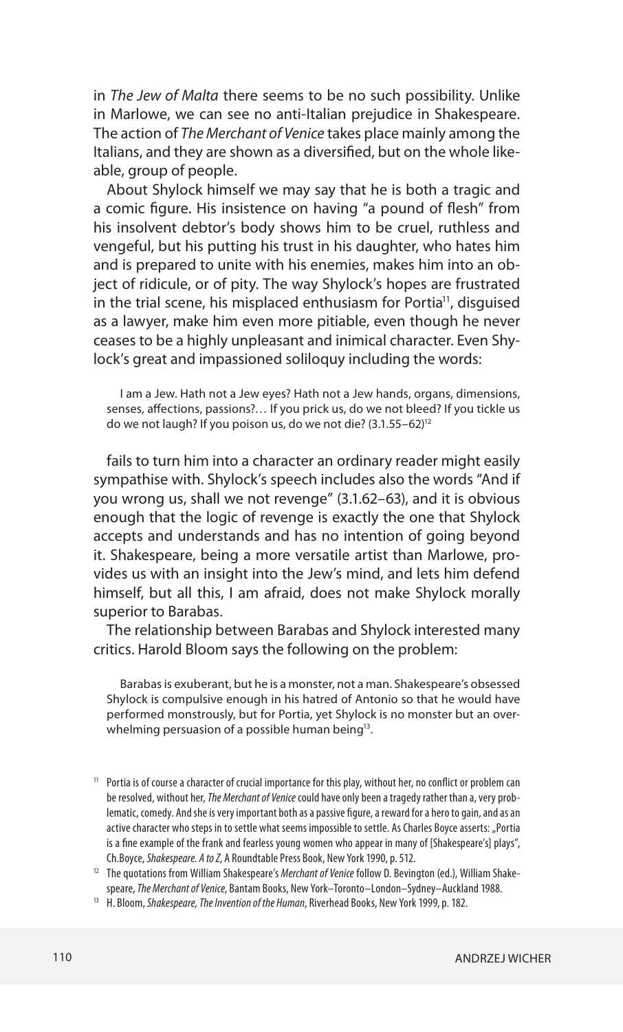in *The Jew of Malta* there seems to be no such possibility. Unlike in Marlowe, we can see no anti-Italian prejudice in Shakespeare. The action of *The Merchant of Venice* takes place mainly among the Italians, and they are shown as a diversified, but on the whole likeable, group of people.

About Shylock himself we may say that he is both a tragic and a comic figure. His insistence on having "a pound of flesh" from his insolvent debtor's body shows him to be cruel, ruthless and vengeful, but his putting his trust in his daughter, who hates him and is prepared to unite with his enemies, makes him into an object of ridicule, or of pity. The way Shylock's hopes are frustrated in the trial scene, his misplaced enthusiasm for Portia[11], disguised as a lawyer, make him even more pitiable, even though he never ceases to be a highly unpleasant and inimical character. Even Shylock's great and impassioned soliloquy including the words:

> I am a Jew. Hath not a Jew eyes? Hath not a Jew hands, organs, dimensions, senses, affections, passions?… If you prick us, do we not bleed? If you tickle us do we not laugh? If you poison us, do we not die? (3.1.55–62)[12]

fails to turn him into a character an ordinary reader might easily sympathise with. Shylock's speech includes also the words "And if you wrong us, shall we not revenge" (3.1.62–63), and it is obvious enough that the logic of revenge is exactly the one that Shylock accepts and understands and has no intention of going beyond it. Shakespeare, being a more versatile artist than Marlowe, provides us with an insight into the Jew's mind, and lets him defend himself, but all this, I am afraid, does not make Shylock morally superior to Barabas.

The relationship between Barabas and Shylock interested many critics. Harold Bloom says the following on the problem:

> Barabas is exuberant, but he is a monster, not a man. Shakespeare's obsessed Shylock is compulsive enough in his hatred of Antonio so that he would have performed monstrously, but for Portia, yet Shylock is no monster but an overwhelming persuasion of a possible human being[13].

---

[11] Portia is of course a character of crucial importance for this play, without her, no conflict or problem can be resolved, without her, *The Merchant of Venice* could have only been a tragedy rather than a, very problematic, comedy. And she is very important both as a passive figure, a reward for a hero to gain, and as an active character who steps in to settle what seems impossible to settle. As Charles Boyce asserts: „Portia is a fine example of the frank and fearless young women who appear in many of [Shakespeare's] plays", Ch.Boyce, *Shakespeare. A to Z*, A Roundtable Press Book, New York 1990, p. 512.

[12] The quotations from William Shakespeare's *Merchant of Venice* follow D. Bevington (ed.), William Shakespeare, *The Merchant of Venice*, Bantam Books, New York–Toronto–London–Sydney–Auckland 1988.

[13] H. Bloom, *Shakespeare, The Invention of the Human*, Riverhead Books, New York 1999, p. 182.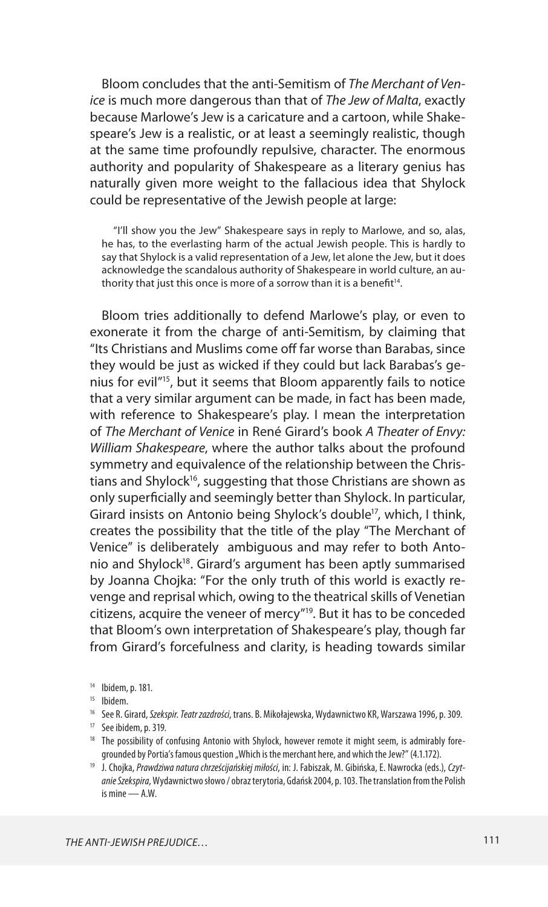Bloom concludes that the anti-Semitism of *The Merchant of Venice* is much more dangerous than that of *The Jew of Malta*, exactly because Marlowe's Jew is a caricature and a cartoon, while Shakespeare's Jew is a realistic, or at least a seemingly realistic, though at the same time profoundly repulsive, character. The enormous authority and popularity of Shakespeare as a literary genius has naturally given more weight to the fallacious idea that Shylock could be representative of the Jewish people at large:

> "I'll show you the Jew" Shakespeare says in reply to Marlowe, and so, alas, he has, to the everlasting harm of the actual Jewish people. This is hardly to say that Shylock is a valid representation of a Jew, let alone the Jew, but it does acknowledge the scandalous authority of Shakespeare in world culture, an authority that just this once is more of a sorrow than it is a benefit[14].

Bloom tries additionally to defend Marlowe's play, or even to exonerate it from the charge of anti-Semitism, by claiming that "Its Christians and Muslims come off far worse than Barabas, since they would be just as wicked if they could but lack Barabas's genius for evil"[15], but it seems that Bloom apparently fails to notice that a very similar argument can be made, in fact has been made, with reference to Shakespeare's play. I mean the interpretation of *The Merchant of Venice* in René Girard's book *A Theater of Envy: William Shakespeare*, where the author talks about the profound symmetry and equivalence of the relationship between the Christians and Shylock[16], suggesting that those Christians are shown as only superficially and seemingly better than Shylock. In particular, Girard insists on Antonio being Shylock's double[17], which, I think, creates the possibility that the title of the play "The Merchant of Venice" is deliberately ambiguous and may refer to both Antonio and Shylock[18]. Girard's argument has been aptly summarised by Joanna Chojka: "For the only truth of this world is exactly revenge and reprisal which, owing to the theatrical skills of Venetian citizens, acquire the veneer of mercy"[19]. But it has to be conceded that Bloom's own interpretation of Shakespeare's play, though far from Girard's forcefulness and clarity, is heading towards similar

---

[14] Ibidem, p. 181.

[15] Ibidem.

[16] See R. Girard, *Szekspir. Teatr zazdrości*, trans. B. Mikołajewska, Wydawnictwo KR, Warszawa 1996, p. 309.

[17] See ibidem, p. 319.

[18] The possibility of confusing Antonio with Shylock, however remote it might seem, is admirably foregrounded by Portia's famous question „Which is the merchant here, and which the Jew?" (4.1.172).

[19] J. Chojka, *Prawdziwa natura chrześcijańskiej miłości*, in: J. Fabiszak, M. Gibińska, E. Nawrocka (eds.), *Czytanie Szekspira*, Wydawnictwo słowo / obraz terytoria, Gdańsk 2004, p. 103. The translation from the Polish is mine — A.W.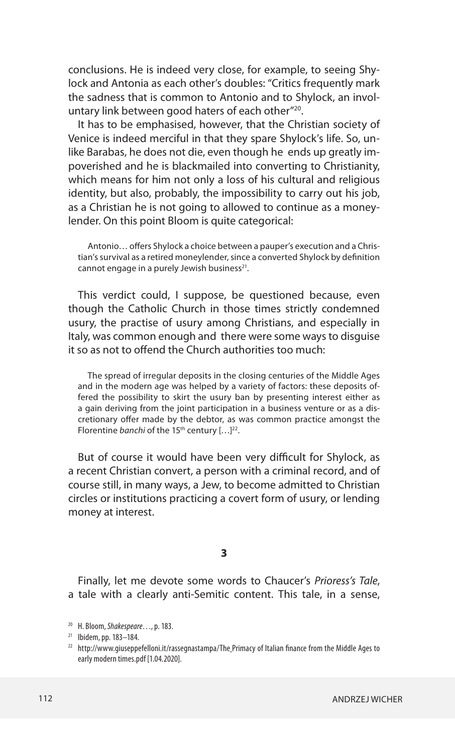conclusions. He is indeed very close, for example, to seeing Shylock and Antonia as each other's doubles: "Critics frequently mark the sadness that is common to Antonio and to Shylock, an involuntary link between good haters of each other"[20].

It has to be emphasised, however, that the Christian society of Venice is indeed merciful in that they spare Shylock's life. So, unlike Barabas, he does not die, even though he ends up greatly impoverished and he is blackmailed into converting to Christianity, which means for him not only a loss of his cultural and religious identity, but also, probably, the impossibility to carry out his job, as a Christian he is not going to allowed to continue as a moneylender. On this point Bloom is quite categorical:

> Antonio… offers Shylock a choice between a pauper's execution and a Christian's survival as a retired moneylender, since a converted Shylock by definition cannot engage in a purely Jewish business[21].

This verdict could, I suppose, be questioned because, even though the Catholic Church in those times strictly condemned usury, the practise of usury among Christians, and especially in Italy, was common enough and there were some ways to disguise it so as not to offend the Church authorities too much:

> The spread of irregular deposits in the closing centuries of the Middle Ages and in the modern age was helped by a variety of factors: these deposits offered the possibility to skirt the usury ban by presenting interest either as a gain deriving from the joint participation in a business venture or as a discretionary offer made by the debtor, as was common practice amongst the Florentine *banchi* of the 15th century […][22].

But of course it would have been very difficult for Shylock, as a recent Christian convert, a person with a criminal record, and of course still, in many ways, a Jew, to become admitted to Christian circles or institutions practicing a covert form of usury, or lending money at interest.

## 3

Finally, let me devote some words to Chaucer's *Prioress's Tale*, a tale with a clearly anti-Semitic content. This tale, in a sense,

---

[20] H. Bloom, *Shakespeare*…, p. 183.

[21] Ibidem, pp. 183–184.

[22] http://www.giuseppefelloni.it/rassegnastampa/The_Primacy of Italian finance from the Middle Ages to early modern times.pdf [1.04.2020].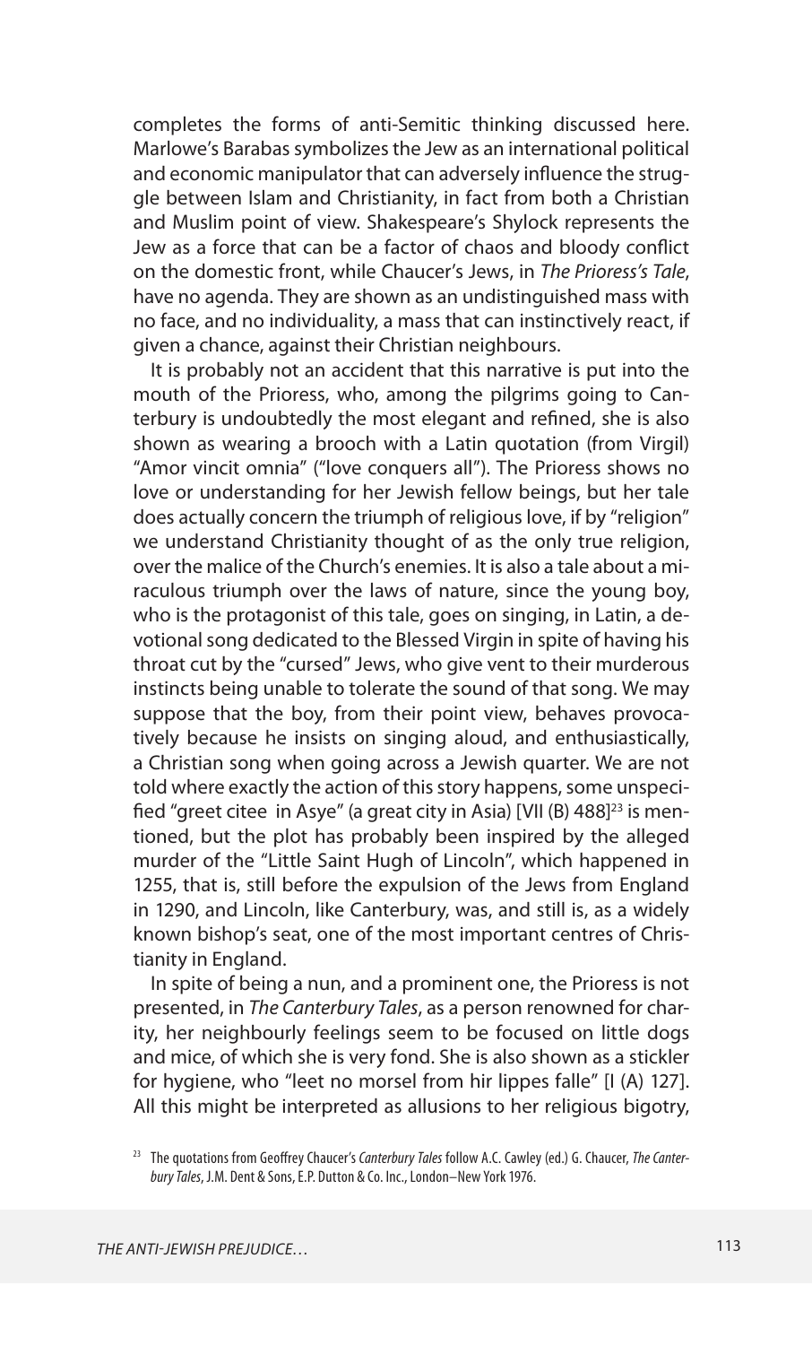completes the forms of anti-Semitic thinking discussed here. Marlowe's Barabas symbolizes the Jew as an international political and economic manipulator that can adversely influence the struggle between Islam and Christianity, in fact from both a Christian and Muslim point of view. Shakespeare's Shylock represents the Jew as a force that can be a factor of chaos and bloody conflict on the domestic front, while Chaucer's Jews, in *The Prioress's Tale*, have no agenda. They are shown as an undistinguished mass with no face, and no individuality, a mass that can instinctively react, if given a chance, against their Christian neighbours.

It is probably not an accident that this narrative is put into the mouth of the Prioress, who, among the pilgrims going to Canterbury is undoubtedly the most elegant and refined, she is also shown as wearing a brooch with a Latin quotation (from Virgil) "Amor vincit omnia" ("love conquers all"). The Prioress shows no love or understanding for her Jewish fellow beings, but her tale does actually concern the triumph of religious love, if by "religion" we understand Christianity thought of as the only true religion, over the malice of the Church's enemies. It is also a tale about a miraculous triumph over the laws of nature, since the young boy, who is the protagonist of this tale, goes on singing, in Latin, a devotional song dedicated to the Blessed Virgin in spite of having his throat cut by the "cursed" Jews, who give vent to their murderous instincts being unable to tolerate the sound of that song. We may suppose that the boy, from their point view, behaves provocatively because he insists on singing aloud, and enthusiastically, a Christian song when going across a Jewish quarter. We are not told where exactly the action of this story happens, some unspecified "greet citee in Asye" (a great city in Asia) [VII (B) 488][23] is mentioned, but the plot has probably been inspired by the alleged murder of the "Little Saint Hugh of Lincoln", which happened in 1255, that is, still before the expulsion of the Jews from England in 1290, and Lincoln, like Canterbury, was, and still is, as a widely known bishop's seat, one of the most important centres of Christianity in England.

In spite of being a nun, and a prominent one, the Prioress is not presented, in *The Canterbury Tales*, as a person renowned for charity, her neighbourly feelings seem to be focused on little dogs and mice, of which she is very fond. She is also shown as a stickler for hygiene, who "leet no morsel from hir lippes falle" [I (A) 127]. All this might be interpreted as allusions to her religious bigotry,

[23] The quotations from Geoffrey Chaucer's *Canterbury Tales* follow A.C. Cawley (ed.) G. Chaucer, *The Canterbury Tales*, J.M. Dent & Sons, E.P. Dutton & Co. Inc., London–New York 1976.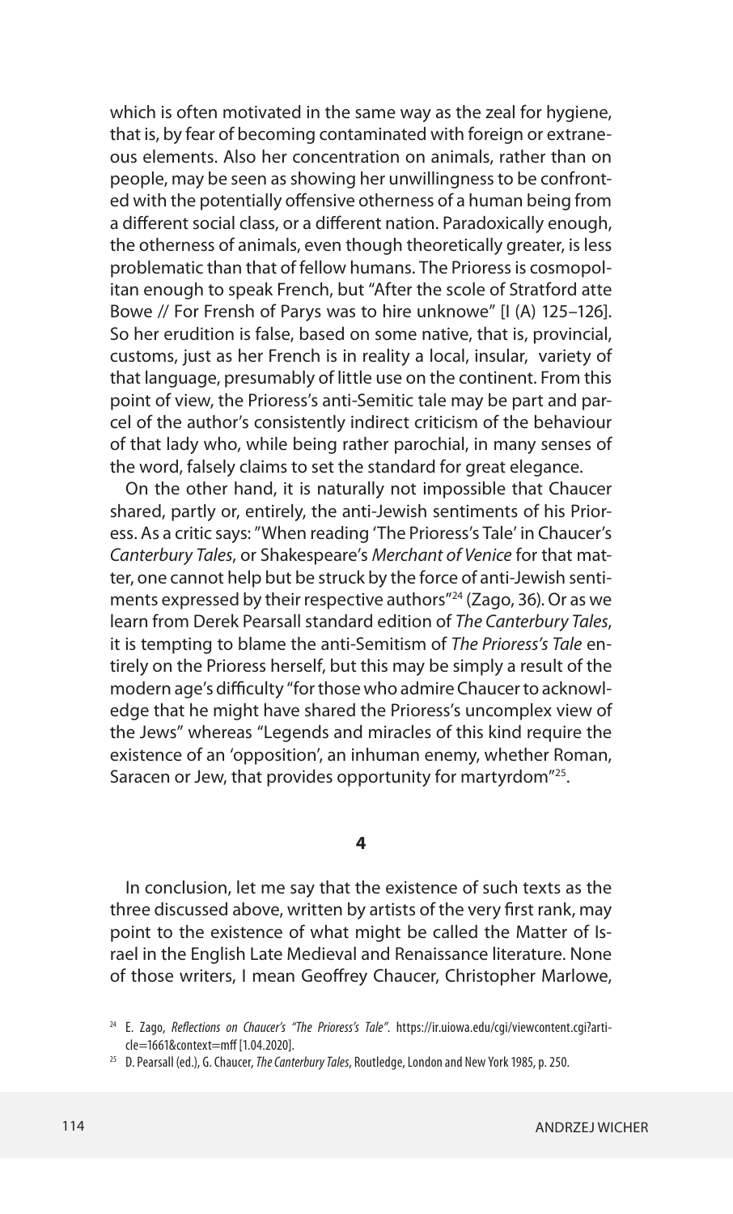which is often motivated in the same way as the zeal for hygiene, that is, by fear of becoming contaminated with foreign or extraneous elements. Also her concentration on animals, rather than on people, may be seen as showing her unwillingness to be confronted with the potentially offensive otherness of a human being from a different social class, or a different nation. Paradoxically enough, the otherness of animals, even though theoretically greater, is less problematic than that of fellow humans. The Prioress is cosmopolitan enough to speak French, but "After the scole of Stratford atte Bowe // For Frensh of Parys was to hire unknowe" [I (A) 125–126]. So her erudition is false, based on some native, that is, provincial, customs, just as her French is in reality a local, insular, variety of that language, presumably of little use on the continent. From this point of view, the Prioress's anti-Semitic tale may be part and parcel of the author's consistently indirect criticism of the behaviour of that lady who, while being rather parochial, in many senses of the word, falsely claims to set the standard for great elegance.

On the other hand, it is naturally not impossible that Chaucer shared, partly or, entirely, the anti-Jewish sentiments of his Prioress. As a critic says: "When reading 'The Prioress's Tale' in Chaucer's *Canterbury Tales*, or Shakespeare's *Merchant of Venice* for that matter, one cannot help but be struck by the force of anti-Jewish sentiments expressed by their respective authors"[24] (Zago, 36). Or as we learn from Derek Pearsall standard edition of *The Canterbury Tales*, it is tempting to blame the anti-Semitism of *The Prioress's Tale* entirely on the Prioress herself, but this may be simply a result of the modern age's difficulty "for those who admire Chaucer to acknowledge that he might have shared the Prioress's uncomplex view of the Jews" whereas "Legends and miracles of this kind require the existence of an 'opposition', an inhuman enemy, whether Roman, Saracen or Jew, that provides opportunity for martyrdom"[25].

## 4

In conclusion, let me say that the existence of such texts as the three discussed above, written by artists of the very first rank, may point to the existence of what might be called the Matter of Israel in the English Late Medieval and Renaissance literature. None of those writers, I mean Geoffrey Chaucer, Christopher Marlowe,

---

[24] E. Zago, *Reflections on Chaucer's "The Prioress's Tale"*. https://ir.uiowa.edu/cgi/viewcontent.cgi?article=1661&context=mff [1.04.2020].

[25] D. Pearsall (ed.), G. Chaucer, *The Canterbury Tales*, Routledge, London and New York 1985, p. 250.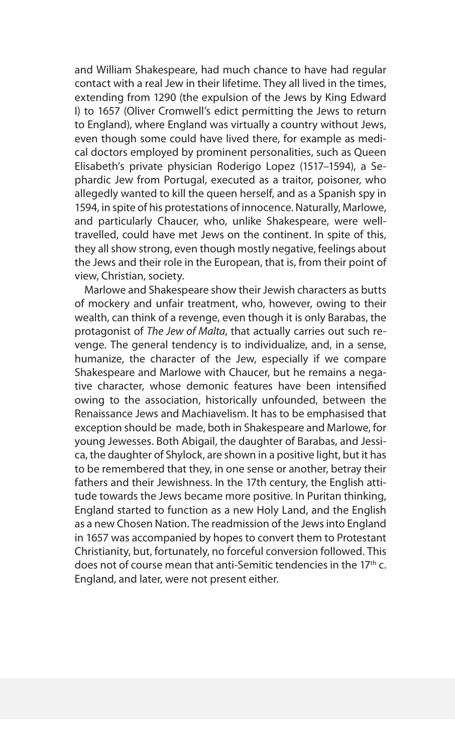and William Shakespeare, had much chance to have had regular contact with a real Jew in their lifetime. They all lived in the times, extending from 1290 (the expulsion of the Jews by King Edward I) to 1657 (Oliver Cromwell's edict permitting the Jews to return to England), where England was virtually a country without Jews, even though some could have lived there, for example as medical doctors employed by prominent personalities, such as Queen Elisabeth's private physician Roderigo Lopez (1517–1594), a Sephardic Jew from Portugal, executed as a traitor, poisoner, who allegedly wanted to kill the queen herself, and as a Spanish spy in 1594, in spite of his protestations of innocence. Naturally, Marlowe, and particularly Chaucer, who, unlike Shakespeare, were well-travelled, could have met Jews on the continent. In spite of this, they all show strong, even though mostly negative, feelings about the Jews and their role in the European, that is, from their point of view, Christian, society.

Marlowe and Shakespeare show their Jewish characters as butts of mockery and unfair treatment, who, however, owing to their wealth, can think of a revenge, even though it is only Barabas, the protagonist of *The Jew of Malta*, that actually carries out such revenge. The general tendency is to individualize, and, in a sense, humanize, the character of the Jew, especially if we compare Shakespeare and Marlowe with Chaucer, but he remains a negative character, whose demonic features have been intensified owing to the association, historically unfounded, between the Renaissance Jews and Machiavelism. It has to be emphasised that exception should be made, both in Shakespeare and Marlowe, for young Jewesses. Both Abigail, the daughter of Barabas, and Jessica, the daughter of Shylock, are shown in a positive light, but it has to be remembered that they, in one sense or another, betray their fathers and their Jewishness. In the 17th century, the English attitude towards the Jews became more positive. In Puritan thinking, England started to function as a new Holy Land, and the English as a new Chosen Nation. The readmission of the Jews into England in 1657 was accompanied by hopes to convert them to Protestant Christianity, but, fortunately, no forceful conversion followed. This does not of course mean that anti-Semitic tendencies in the 17th c. England, and later, were not present either.